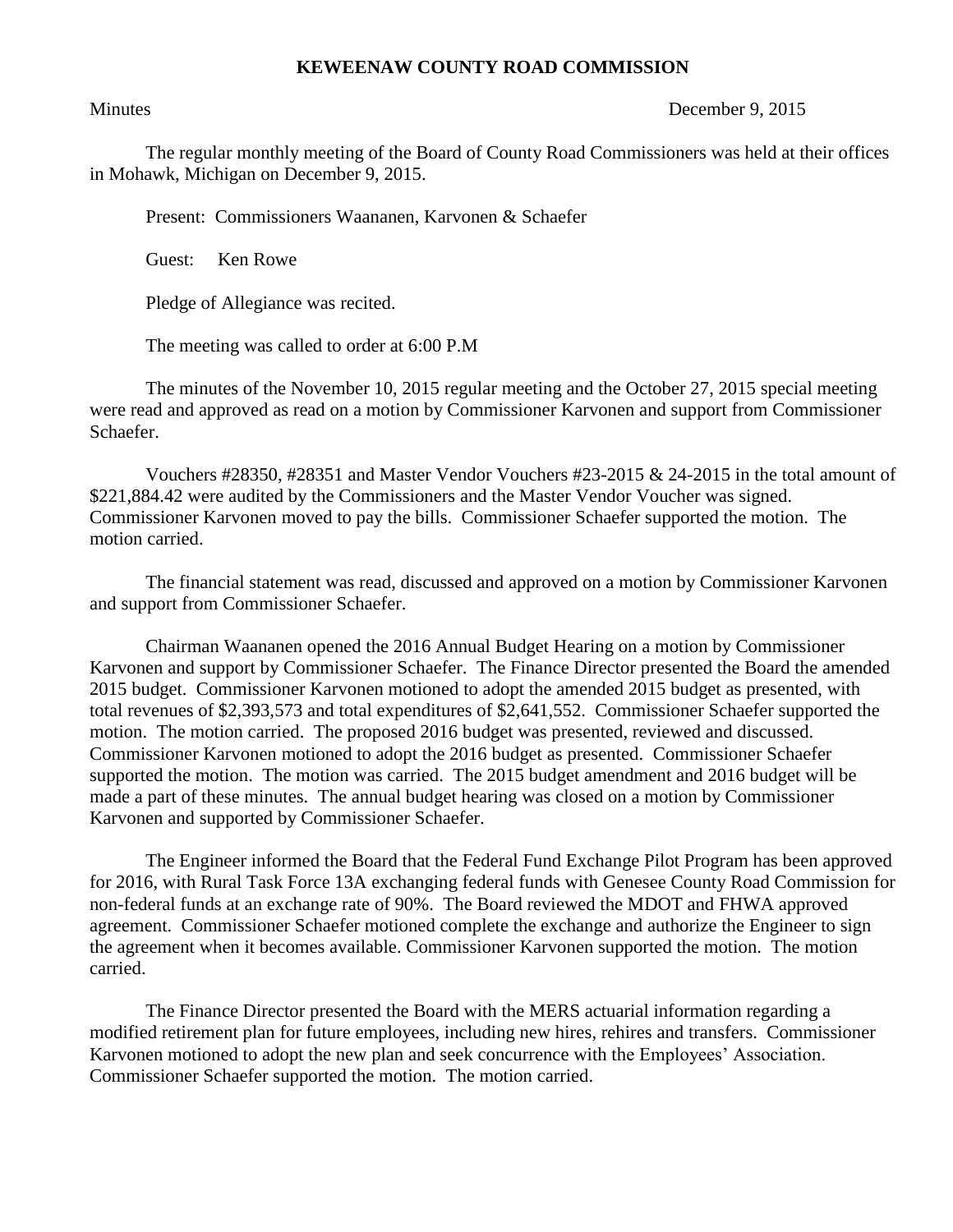# KEWEENAW COUNTY ROAD COMMISSION

Minutes December 9, 2015

The regular monthly meeting of the Board of County Road Commissioners was held at their offices in Mohawk, Michigan on December 9, 2015.

Present: Commissioners Waananen, Karvonen & Schaefer

Guest: Ken Rowe

Pledge of Allegiance was recited.

The meeting was called to order at 6:00 P.M

The minutes of the November 10, 2015 regular meeting and the October 27, 2015 special meeting were read and approved as read on a motion by Commissioner Karvonen and support from Commissioner Schaefer.

Vouchers #28350, #28351 and Master Vendor Vouchers #23-2015 & 24-2015 in the total amount of $221,884.42 were audited by the Commissioners and the Master Vendor Voucher was signed. Commissioner Karvonen moved to pay the bills. Commissioner Schaefer supported the motion. The motion carried.

The financial statement was read, discussed and approved on a motion by Commissioner Karvonen and support from Commissioner Schaefer.

Chairman Waananen opened the 2016 Annual Budget Hearing on a motion by Commissioner Karvonen and support by Commissioner Schaefer. The Finance Director presented the Board the amended 2015 budget. Commissioner Karvonen motioned to adopt the amended 2015 budget as presented, with total revenues of $2,393,573 and total expenditures of $2,641,552. Commissioner Schaefer supported the motion. The motion carried. The proposed 2016 budget was presented, reviewed and discussed. Commissioner Karvonen motioned to adopt the 2016 budget as presented. Commissioner Schaefer supported the motion. The motion was carried. The 2015 budget amendment and 2016 budget will be made a part of these minutes. The annual budget hearing was closed on a motion by Commissioner Karvonen and supported by Commissioner Schaefer.

The Engineer informed the Board that the Federal Fund Exchange Pilot Program has been approved for 2016, with Rural Task Force 13A exchanging federal funds with Genesee County Road Commission for non-federal funds at an exchange rate of 90%. The Board reviewed the MDOT and FHWA approved agreement. Commissioner Schaefer motioned complete the exchange and authorize the Engineer to sign the agreement when it becomes available. Commissioner Karvonen supported the motion. The motion carried.

The Finance Director presented the Board with the MERS actuarial information regarding a modified retirement plan for future employees, including new hires, rehires and transfers. Commissioner Karvonen motioned to adopt the new plan and seek concurrence with the Employees' Association. Commissioner Schaefer supported the motion. The motion carried.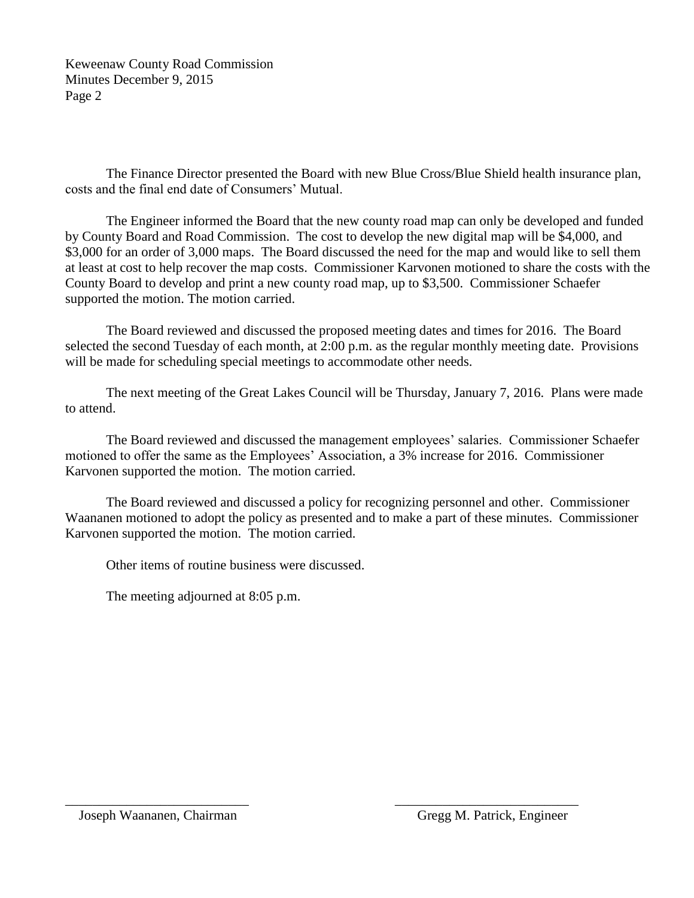The Finance Director presented the Board with new Blue Cross/Blue Shield health insurance plan, costs and the final end date of Consumers' Mutual.

The Engineer informed the Board that the new county road map can only be developed and funded by County Board and Road Commission. The cost to develop the new digital map will be $4,000, and $3,000 for an order of 3,000 maps. The Board discussed the need for the map and would like to sell them at least at cost to help recover the map costs. Commissioner Karvonen motioned to share the costs with the County Board to develop and print a new county road map, up to $3,500. Commissioner Schaefer supported the motion. The motion carried.

The Board reviewed and discussed the proposed meeting dates and times for 2016. The Board selected the second Tuesday of each month, at 2:00 p.m. as the regular monthly meeting date. Provisions will be made for scheduling special meetings to accommodate other needs.

The next meeting of the Great Lakes Council will be Thursday, January 7, 2016. Plans were made to attend.

The Board reviewed and discussed the management employees' salaries. Commissioner Schaefer motioned to offer the same as the Employees' Association, a 3% increase for 2016. Commissioner Karvonen supported the motion. The motion carried.

The Board reviewed and discussed a policy for recognizing personnel and other. Commissioner Waananen motioned to adopt the policy as presented and to make a part of these minutes. Commissioner Karvonen supported the motion. The motion carried.

Other items of routine business were discussed.

The meeting adjourned at 8:05 p.m.

___________________________ ___________________________

Joseph Waananen, Chairman Gregg M. Patrick, Engineer